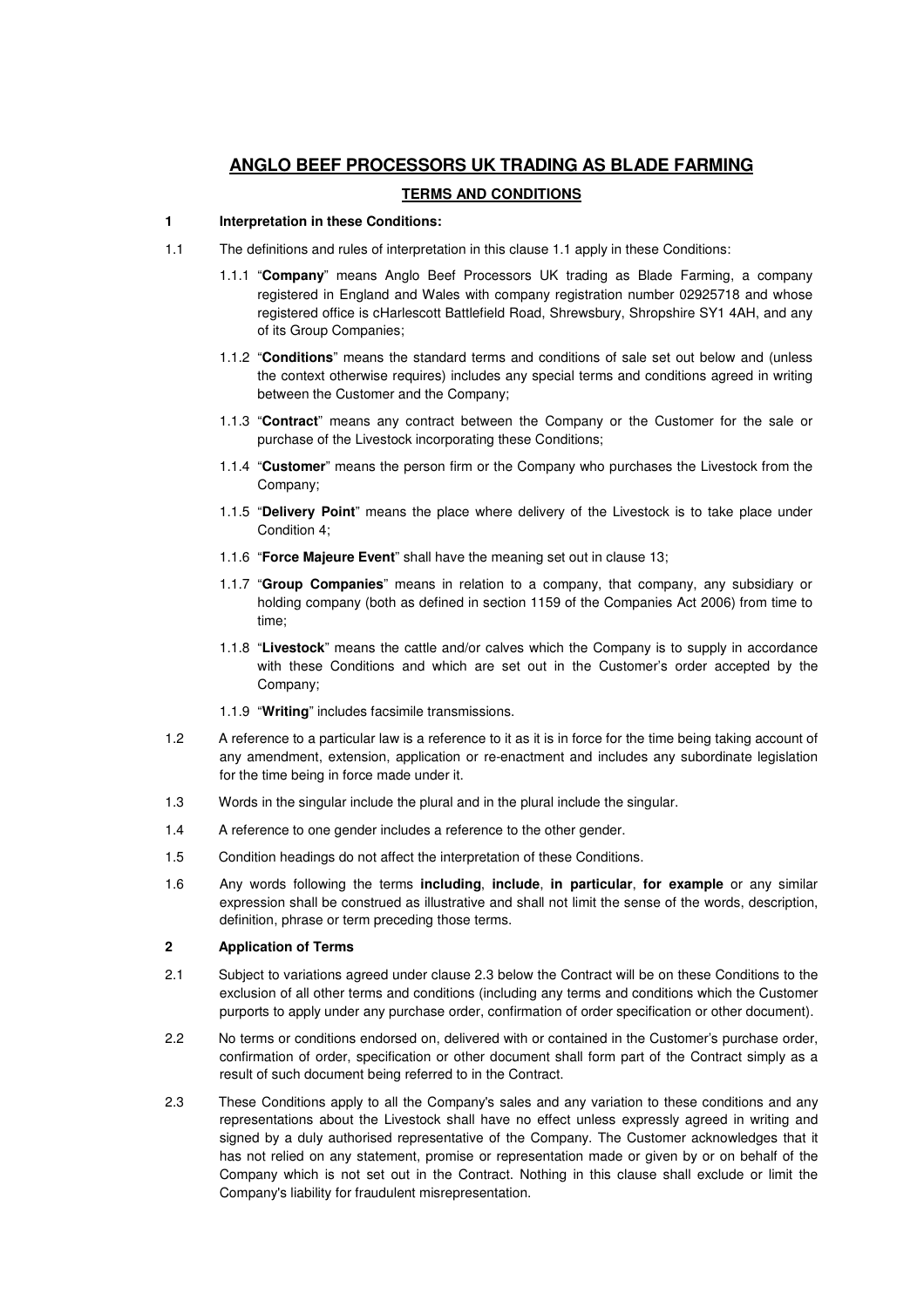# ANGLO BEEF PROCESSORS UK TRADING AS BLADE FARMING

## TERMS AND CONDITIONS

**1 Interpretation in these Conditions:**

1.1 The definitions and rules of interpretation in this clause 1.1 apply in these Conditions:

1.1.1 "**Company**" means Anglo Beef Processors UK trading as Blade Farming, a company registered in England and Wales with company registration number 02925718 and whose registered office is cHarlescott Battlefield Road, Shrewsbury, Shropshire SY1 4AH, and any of its Group Companies;

1.1.2 "**Conditions**" means the standard terms and conditions of sale set out below and (unless the context otherwise requires) includes any special terms and conditions agreed in writing between the Customer and the Company;

1.1.3 "**Contract**" means any contract between the Company or the Customer for the sale or purchase of the Livestock incorporating these Conditions;

1.1.4 "**Customer**" means the person firm or the Company who purchases the Livestock from the Company;

1.1.5 "**Delivery Point**" means the place where delivery of the Livestock is to take place under Condition 4;

1.1.6 "**Force Majeure Event**" shall have the meaning set out in clause 13;

1.1.7 "**Group Companies**" means in relation to a company, that company, any subsidiary or holding company (both as defined in section 1159 of the Companies Act 2006) from time to time;

1.1.8 "**Livestock**" means the cattle and/or calves which the Company is to supply in accordance with these Conditions and which are set out in the Customer's order accepted by the Company;

1.1.9 "**Writing**" includes facsimile transmissions.

1.2 A reference to a particular law is a reference to it as it is in force for the time being taking account of any amendment, extension, application or re-enactment and includes any subordinate legislation for the time being in force made under it.

1.3 Words in the singular include the plural and in the plural include the singular.

1.4 A reference to one gender includes a reference to the other gender.

1.5 Condition headings do not affect the interpretation of these Conditions.

1.6 Any words following the terms **including**, **include**, **in particular**, **for example** or any similar expression shall be construed as illustrative and shall not limit the sense of the words, description, definition, phrase or term preceding those terms.

**2 Application of Terms**

2.1 Subject to variations agreed under clause 2.3 below the Contract will be on these Conditions to the exclusion of all other terms and conditions (including any terms and conditions which the Customer purports to apply under any purchase order, confirmation of order specification or other document).

2.2 No terms or conditions endorsed on, delivered with or contained in the Customer's purchase order, confirmation of order, specification or other document shall form part of the Contract simply as a result of such document being referred to in the Contract.

2.3 These Conditions apply to all the Company's sales and any variation to these conditions and any representations about the Livestock shall have no effect unless expressly agreed in writing and signed by a duly authorised representative of the Company. The Customer acknowledges that it has not relied on any statement, promise or representation made or given by or on behalf of the Company which is not set out in the Contract. Nothing in this clause shall exclude or limit the Company's liability for fraudulent misrepresentation.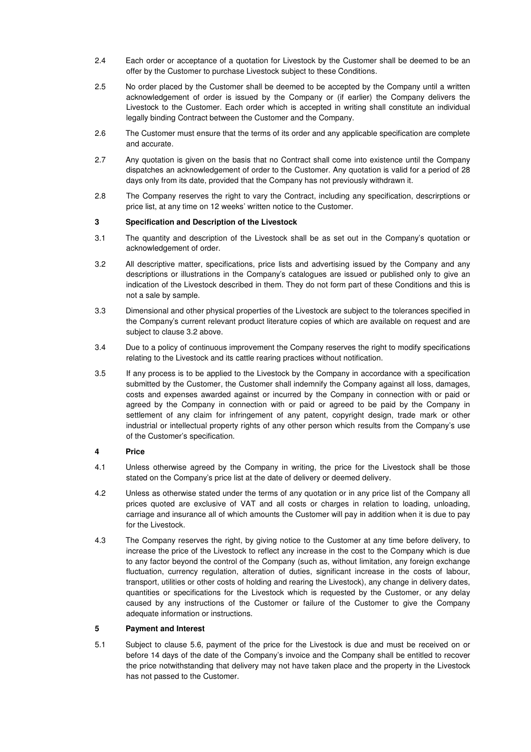2.4 Each order or acceptance of a quotation for Livestock by the Customer shall be deemed to be an offer by the Customer to purchase Livestock subject to these Conditions.

2.5 No order placed by the Customer shall be deemed to be accepted by the Company until a written acknowledgement of order is issued by the Company or (if earlier) the Company delivers the Livestock to the Customer. Each order which is accepted in writing shall constitute an individual legally binding Contract between the Customer and the Company.

2.6 The Customer must ensure that the terms of its order and any applicable specification are complete and accurate.

2.7 Any quotation is given on the basis that no Contract shall come into existence until the Company dispatches an acknowledgement of order to the Customer. Any quotation is valid for a period of 28 days only from its date, provided that the Company has not previously withdrawn it.

2.8 The Company reserves the right to vary the Contract, including any specification, descrirptions or price list, at any time on 12 weeks' written notice to the Customer.

**3 Specification and Description of the Livestock**

3.1 The quantity and description of the Livestock shall be as set out in the Company's quotation or acknowledgement of order.

3.2 All descriptive matter, specifications, price lists and advertising issued by the Company and any descriptions or illustrations in the Company's catalogues are issued or published only to give an indication of the Livestock described in them. They do not form part of these Conditions and this is not a sale by sample.

3.3 Dimensional and other physical properties of the Livestock are subject to the tolerances specified in the Company's current relevant product literature copies of which are available on request and are subject to clause 3.2 above.

3.4 Due to a policy of continuous improvement the Company reserves the right to modify specifications relating to the Livestock and its cattle rearing practices without notification.

3.5 If any process is to be applied to the Livestock by the Company in accordance with a specification submitted by the Customer, the Customer shall indemnify the Company against all loss, damages, costs and expenses awarded against or incurred by the Company in connection with or paid or agreed by the Company in connection with or paid or agreed to be paid by the Company in settlement of any claim for infringement of any patent, copyright design, trade mark or other industrial or intellectual property rights of any other person which results from the Company's use of the Customer's specification.

**4 Price**

4.1 Unless otherwise agreed by the Company in writing, the price for the Livestock shall be those stated on the Company's price list at the date of delivery or deemed delivery.

4.2 Unless as otherwise stated under the terms of any quotation or in any price list of the Company all prices quoted are exclusive of VAT and all costs or charges in relation to loading, unloading, carriage and insurance all of which amounts the Customer will pay in addition when it is due to pay for the Livestock.

4.3 The Company reserves the right, by giving notice to the Customer at any time before delivery, to increase the price of the Livestock to reflect any increase in the cost to the Company which is due to any factor beyond the control of the Company (such as, without limitation, any foreign exchange fluctuation, currency regulation, alteration of duties, significant increase in the costs of labour, transport, utilities or other costs of holding and rearing the Livestock), any change in delivery dates, quantities or specifications for the Livestock which is requested by the Customer, or any delay caused by any instructions of the Customer or failure of the Customer to give the Company adequate information or instructions.

**5 Payment and Interest**

5.1 Subject to clause 5.6, payment of the price for the Livestock is due and must be received on or before 14 days of the date of the Company's invoice and the Company shall be entitled to recover the price notwithstanding that delivery may not have taken place and the property in the Livestock has not passed to the Customer.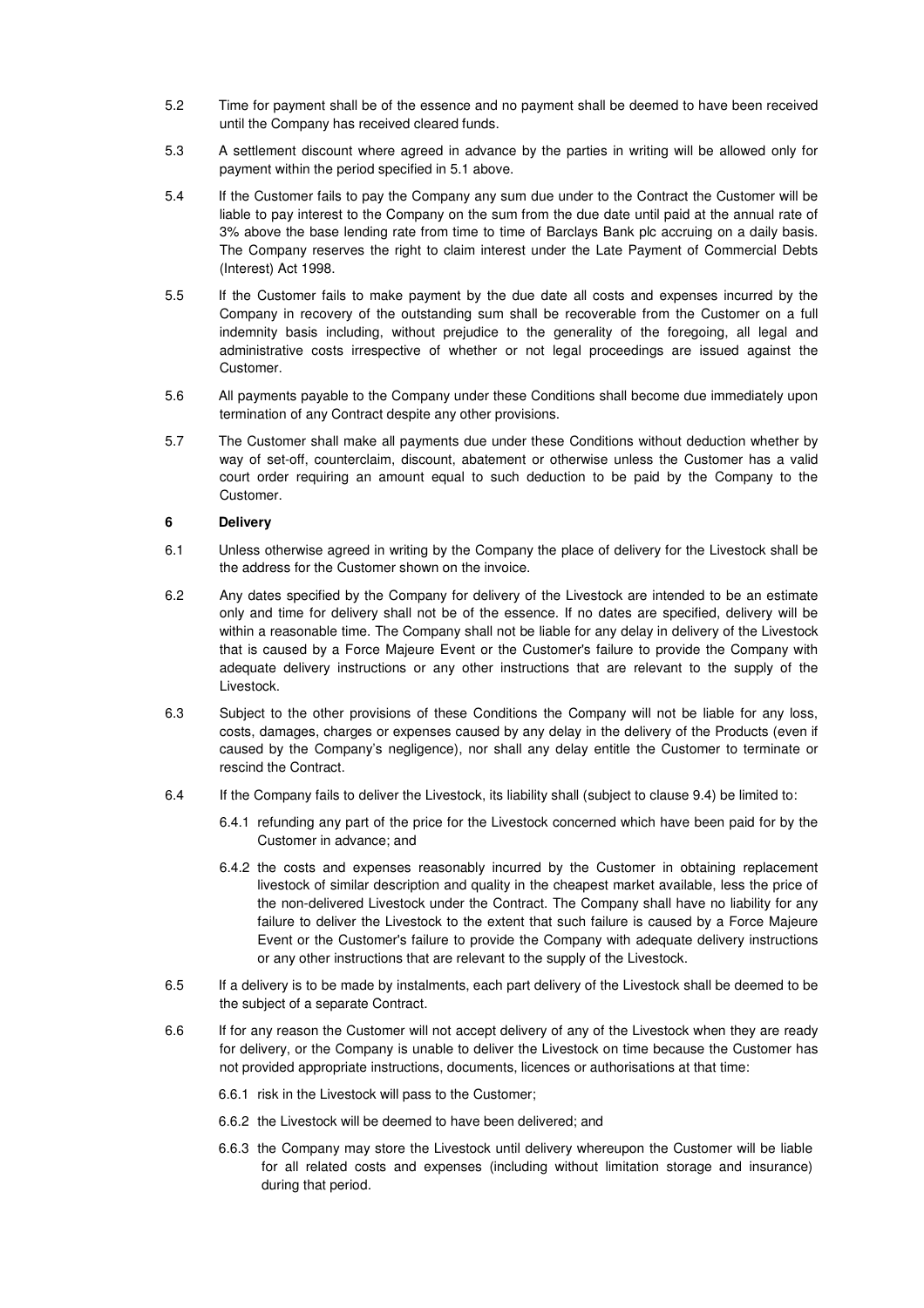5.2 Time for payment shall be of the essence and no payment shall be deemed to have been received until the Company has received cleared funds.

5.3 A settlement discount where agreed in advance by the parties in writing will be allowed only for payment within the period specified in 5.1 above.

5.4 If the Customer fails to pay the Company any sum due under to the Contract the Customer will be liable to pay interest to the Company on the sum from the due date until paid at the annual rate of 3% above the base lending rate from time to time of Barclays Bank plc accruing on a daily basis. The Company reserves the right to claim interest under the Late Payment of Commercial Debts (Interest) Act 1998.

5.5 If the Customer fails to make payment by the due date all costs and expenses incurred by the Company in recovery of the outstanding sum shall be recoverable from the Customer on a full indemnity basis including, without prejudice to the generality of the foregoing, all legal and administrative costs irrespective of whether or not legal proceedings are issued against the Customer.

5.6 All payments payable to the Company under these Conditions shall become due immediately upon termination of any Contract despite any other provisions.

5.7 The Customer shall make all payments due under these Conditions without deduction whether by way of set-off, counterclaim, discount, abatement or otherwise unless the Customer has a valid court order requiring an amount equal to such deduction to be paid by the Company to the Customer.

## 6 Delivery

6.1 Unless otherwise agreed in writing by the Company the place of delivery for the Livestock shall be the address for the Customer shown on the invoice.

6.2 Any dates specified by the Company for delivery of the Livestock are intended to be an estimate only and time for delivery shall not be of the essence. If no dates are specified, delivery will be within a reasonable time. The Company shall not be liable for any delay in delivery of the Livestock that is caused by a Force Majeure Event or the Customer's failure to provide the Company with adequate delivery instructions or any other instructions that are relevant to the supply of the Livestock.

6.3 Subject to the other provisions of these Conditions the Company will not be liable for any loss, costs, damages, charges or expenses caused by any delay in the delivery of the Products (even if caused by the Company's negligence), nor shall any delay entitle the Customer to terminate or rescind the Contract.

6.4 If the Company fails to deliver the Livestock, its liability shall (subject to clause 9.4) be limited to:

6.4.1 refunding any part of the price for the Livestock concerned which have been paid for by the Customer in advance; and

6.4.2 the costs and expenses reasonably incurred by the Customer in obtaining replacement livestock of similar description and quality in the cheapest market available, less the price of the non-delivered Livestock under the Contract. The Company shall have no liability for any failure to deliver the Livestock to the extent that such failure is caused by a Force Majeure Event or the Customer's failure to provide the Company with adequate delivery instructions or any other instructions that are relevant to the supply of the Livestock.

6.5 If a delivery is to be made by instalments, each part delivery of the Livestock shall be deemed to be the subject of a separate Contract.

6.6 If for any reason the Customer will not accept delivery of any of the Livestock when they are ready for delivery, or the Company is unable to deliver the Livestock on time because the Customer has not provided appropriate instructions, documents, licences or authorisations at that time:

6.6.1 risk in the Livestock will pass to the Customer;

6.6.2 the Livestock will be deemed to have been delivered; and

6.6.3 the Company may store the Livestock until delivery whereupon the Customer will be liable for all related costs and expenses (including without limitation storage and insurance) during that period.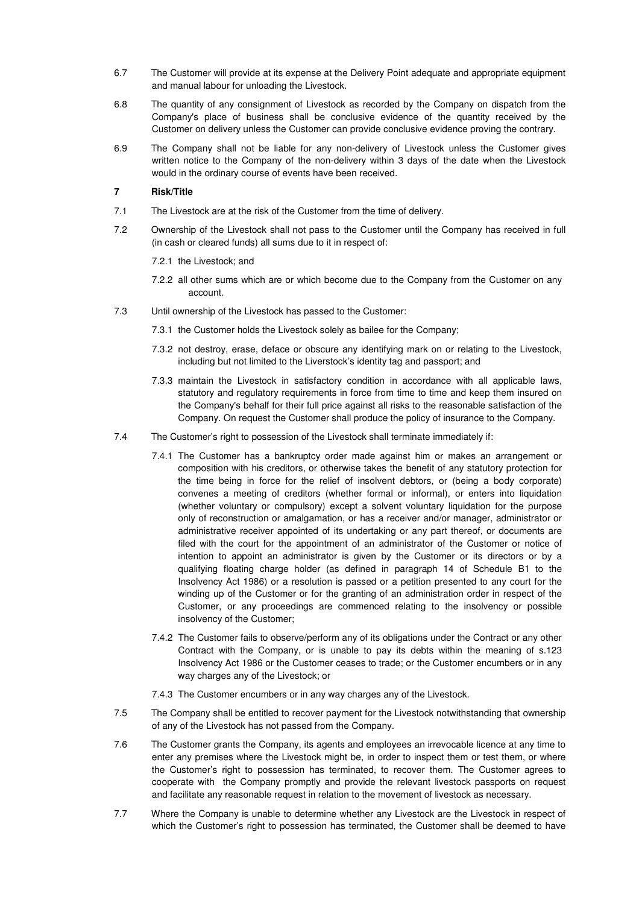6.7 The Customer will provide at its expense at the Delivery Point adequate and appropriate equipment and manual labour for unloading the Livestock.

6.8 The quantity of any consignment of Livestock as recorded by the Company on dispatch from the Company's place of business shall be conclusive evidence of the quantity received by the Customer on delivery unless the Customer can provide conclusive evidence proving the contrary.

6.9 The Company shall not be liable for any non-delivery of Livestock unless the Customer gives written notice to the Company of the non-delivery within 3 days of the date when the Livestock would in the ordinary course of events have been received.

**7 Risk/Title**

7.1 The Livestock are at the risk of the Customer from the time of delivery.

7.2 Ownership of the Livestock shall not pass to the Customer until the Company has received in full (in cash or cleared funds) all sums due to it in respect of:

7.2.1 the Livestock; and

7.2.2 all other sums which are or which become due to the Company from the Customer on any account.

7.3 Until ownership of the Livestock has passed to the Customer:

7.3.1 the Customer holds the Livestock solely as bailee for the Company;

7.3.2 not destroy, erase, deface or obscure any identifying mark on or relating to the Livestock, including but not limited to the Liverstock's identity tag and passport; and

7.3.3 maintain the Livestock in satisfactory condition in accordance with all applicable laws, statutory and regulatory requirements in force from time to time and keep them insured on the Company's behalf for their full price against all risks to the reasonable satisfaction of the Company. On request the Customer shall produce the policy of insurance to the Company.

7.4 The Customer's right to possession of the Livestock shall terminate immediately if:

7.4.1 The Customer has a bankruptcy order made against him or makes an arrangement or composition with his creditors, or otherwise takes the benefit of any statutory protection for the time being in force for the relief of insolvent debtors, or (being a body corporate) convenes a meeting of creditors (whether formal or informal), or enters into liquidation (whether voluntary or compulsory) except a solvent voluntary liquidation for the purpose only of reconstruction or amalgamation, or has a receiver and/or manager, administrator or administrative receiver appointed of its undertaking or any part thereof, or documents are filed with the court for the appointment of an administrator of the Customer or notice of intention to appoint an administrator is given by the Customer or its directors or by a qualifying floating charge holder (as defined in paragraph 14 of Schedule B1 to the Insolvency Act 1986) or a resolution is passed or a petition presented to any court for the winding up of the Customer or for the granting of an administration order in respect of the Customer, or any proceedings are commenced relating to the insolvency or possible insolvency of the Customer;

7.4.2 The Customer fails to observe/perform any of its obligations under the Contract or any other Contract with the Company, or is unable to pay its debts within the meaning of s.123 Insolvency Act 1986 or the Customer ceases to trade; or the Customer encumbers or in any way charges any of the Livestock; or

7.4.3 The Customer encumbers or in any way charges any of the Livestock.

7.5 The Company shall be entitled to recover payment for the Livestock notwithstanding that ownership of any of the Livestock has not passed from the Company.

7.6 The Customer grants the Company, its agents and employees an irrevocable licence at any time to enter any premises where the Livestock might be, in order to inspect them or test them, or where the Customer's right to possession has terminated, to recover them. The Customer agrees to cooperate with the Company promptly and provide the relevant livestock passports on request and facilitate any reasonable request in relation to the movement of livestock as necessary.

7.7 Where the Company is unable to determine whether any Livestock are the Livestock in respect of which the Customer's right to possession has terminated, the Customer shall be deemed to have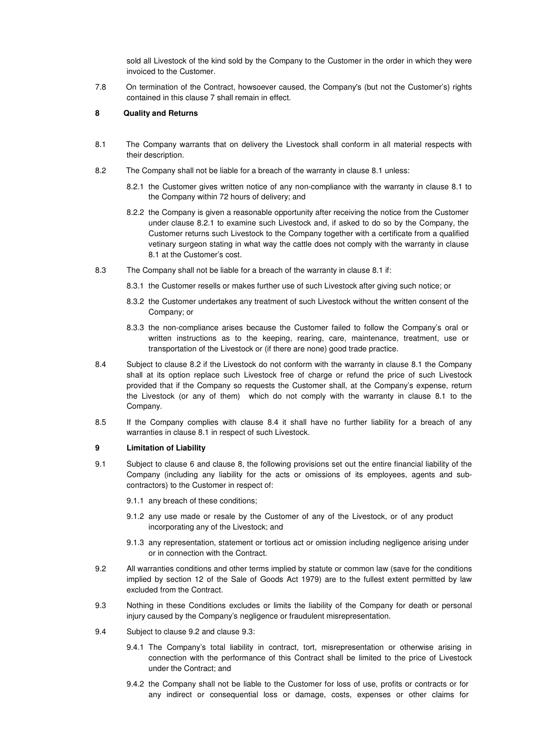sold all Livestock of the kind sold by the Company to the Customer in the order in which they were invoiced to the Customer.

7.8 On termination of the Contract, howsoever caused, the Company's (but not the Customer's) rights contained in this clause 7 shall remain in effect.

**8 Quality and Returns**

8.1 The Company warrants that on delivery the Livestock shall conform in all material respects with their description.

8.2 The Company shall not be liable for a breach of the warranty in clause 8.1 unless:

8.2.1 the Customer gives written notice of any non-compliance with the warranty in clause 8.1 to the Company within 72 hours of delivery; and

8.2.2 the Company is given a reasonable opportunity after receiving the notice from the Customer under clause 8.2.1 to examine such Livestock and, if asked to do so by the Company, the Customer returns such Livestock to the Company together with a certificate from a qualified vetinary surgeon stating in what way the cattle does not comply with the warranty in clause 8.1 at the Customer's cost.

8.3 The Company shall not be liable for a breach of the warranty in clause 8.1 if:

8.3.1 the Customer resells or makes further use of such Livestock after giving such notice; or

8.3.2 the Customer undertakes any treatment of such Livestock without the written consent of the Company; or

8.3.3 the non-compliance arises because the Customer failed to follow the Company's oral or written instructions as to the keeping, rearing, care, maintenance, treatment, use or transportation of the Livestock or (if there are none) good trade practice.

8.4 Subject to clause 8.2 if the Livestock do not conform with the warranty in clause 8.1 the Company shall at its option replace such Livestock free of charge or refund the price of such Livestock provided that if the Company so requests the Customer shall, at the Company's expense, return the Livestock (or any of them) which do not comply with the warranty in clause 8.1 to the Company.

8.5 If the Company complies with clause 8.4 it shall have no further liability for a breach of any warranties in clause 8.1 in respect of such Livestock.

**9 Limitation of Liability**

9.1 Subject to clause 6 and clause 8, the following provisions set out the entire financial liability of the Company (including any liability for the acts or omissions of its employees, agents and sub-contractors) to the Customer in respect of:

9.1.1 any breach of these conditions;

9.1.2 any use made or resale by the Customer of any of the Livestock, or of any product incorporating any of the Livestock; and

9.1.3 any representation, statement or tortious act or omission including negligence arising under or in connection with the Contract.

9.2 All warranties conditions and other terms implied by statute or common law (save for the conditions implied by section 12 of the Sale of Goods Act 1979) are to the fullest extent permitted by law excluded from the Contract.

9.3 Nothing in these Conditions excludes or limits the liability of the Company for death or personal injury caused by the Company's negligence or fraudulent misrepresentation.

9.4 Subject to clause 9.2 and clause 9.3:

9.4.1 The Company's total liability in contract, tort, misrepresentation or otherwise arising in connection with the performance of this Contract shall be limited to the price of Livestock under the Contract; and

9.4.2 the Company shall not be liable to the Customer for loss of use, profits or contracts or for any indirect or consequential loss or damage, costs, expenses or other claims for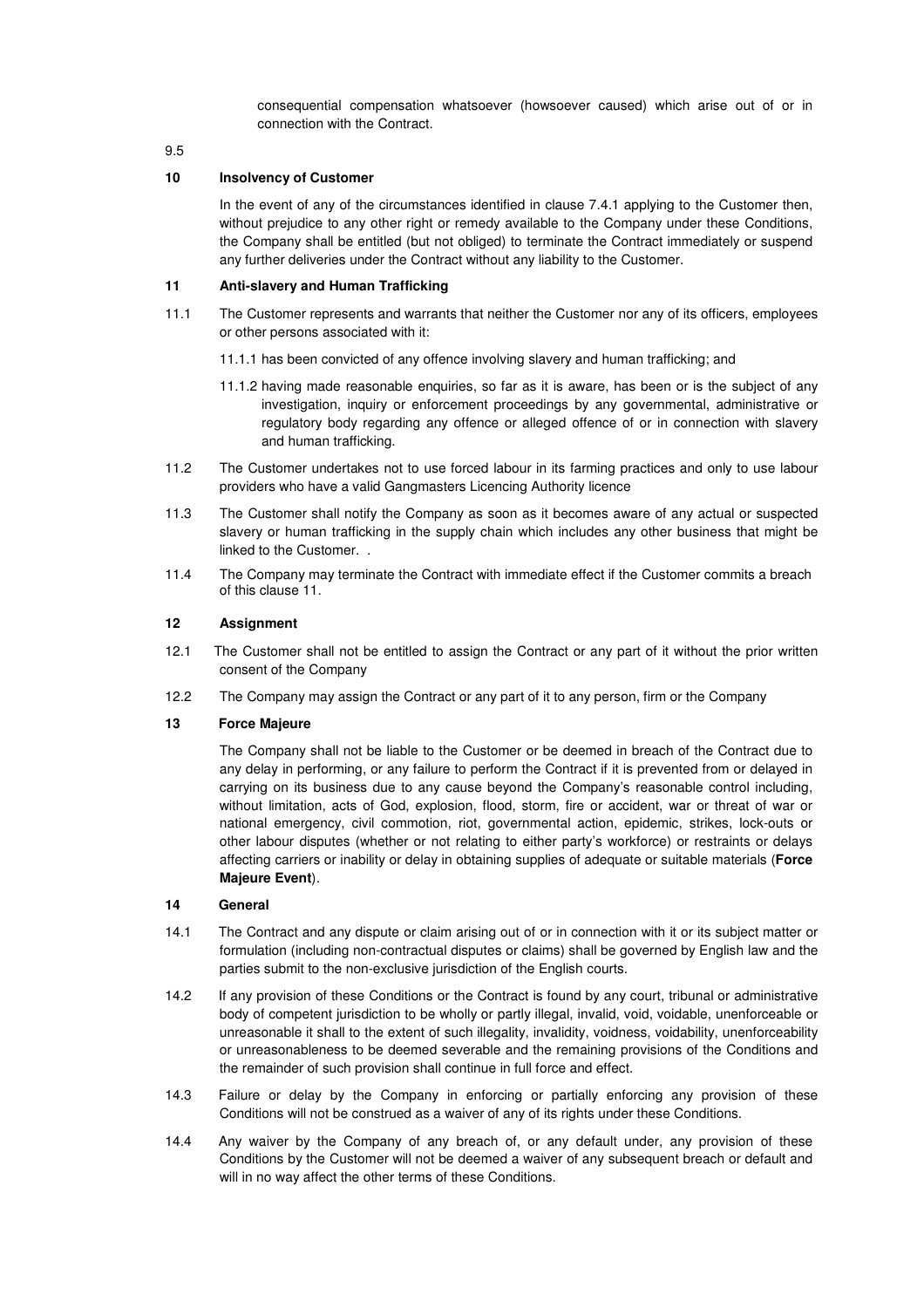consequential compensation whatsoever (howsoever caused) which arise out of or in connection with the Contract.

9.5

## 10 Insolvency of Customer

In the event of any of the circumstances identified in clause 7.4.1 applying to the Customer then, without prejudice to any other right or remedy available to the Company under these Conditions, the Company shall be entitled (but not obliged) to terminate the Contract immediately or suspend any further deliveries under the Contract without any liability to the Customer.

## 11 Anti-slavery and Human Trafficking

11.1 The Customer represents and warrants that neither the Customer nor any of its officers, employees or other persons associated with it:

11.1.1 has been convicted of any offence involving slavery and human trafficking; and

11.1.2 having made reasonable enquiries, so far as it is aware, has been or is the subject of any investigation, inquiry or enforcement proceedings by any governmental, administrative or regulatory body regarding any offence or alleged offence of or in connection with slavery and human trafficking.

11.2 The Customer undertakes not to use forced labour in its farming practices and only to use labour providers who have a valid Gangmasters Licencing Authority licence

11.3 The Customer shall notify the Company as soon as it becomes aware of any actual or suspected slavery or human trafficking in the supply chain which includes any other business that might be linked to the Customer. .

11.4 The Company may terminate the Contract with immediate effect if the Customer commits a breach of this clause 11.

## 12 Assignment

12.1 The Customer shall not be entitled to assign the Contract or any part of it without the prior written consent of the Company

12.2 The Company may assign the Contract or any part of it to any person, firm or the Company

## 13 Force Majeure

The Company shall not be liable to the Customer or be deemed in breach of the Contract due to any delay in performing, or any failure to perform the Contract if it is prevented from or delayed in carrying on its business due to any cause beyond the Company's reasonable control including, without limitation, acts of God, explosion, flood, storm, fire or accident, war or threat of war or national emergency, civil commotion, riot, governmental action, epidemic, strikes, lock-outs or other labour disputes (whether or not relating to either party's workforce) or restraints or delays affecting carriers or inability or delay in obtaining supplies of adequate or suitable materials (**Force Majeure Event**).

## 14 General

14.1 The Contract and any dispute or claim arising out of or in connection with it or its subject matter or formulation (including non-contractual disputes or claims) shall be governed by English law and the parties submit to the non-exclusive jurisdiction of the English courts.

14.2 If any provision of these Conditions or the Contract is found by any court, tribunal or administrative body of competent jurisdiction to be wholly or partly illegal, invalid, void, voidable, unenforceable or unreasonable it shall to the extent of such illegality, invalidity, voidness, voidability, unenforceability or unreasonableness to be deemed severable and the remaining provisions of the Conditions and the remainder of such provision shall continue in full force and effect.

14.3 Failure or delay by the Company in enforcing or partially enforcing any provision of these Conditions will not be construed as a waiver of any of its rights under these Conditions.

14.4 Any waiver by the Company of any breach of, or any default under, any provision of these Conditions by the Customer will not be deemed a waiver of any subsequent breach or default and will in no way affect the other terms of these Conditions.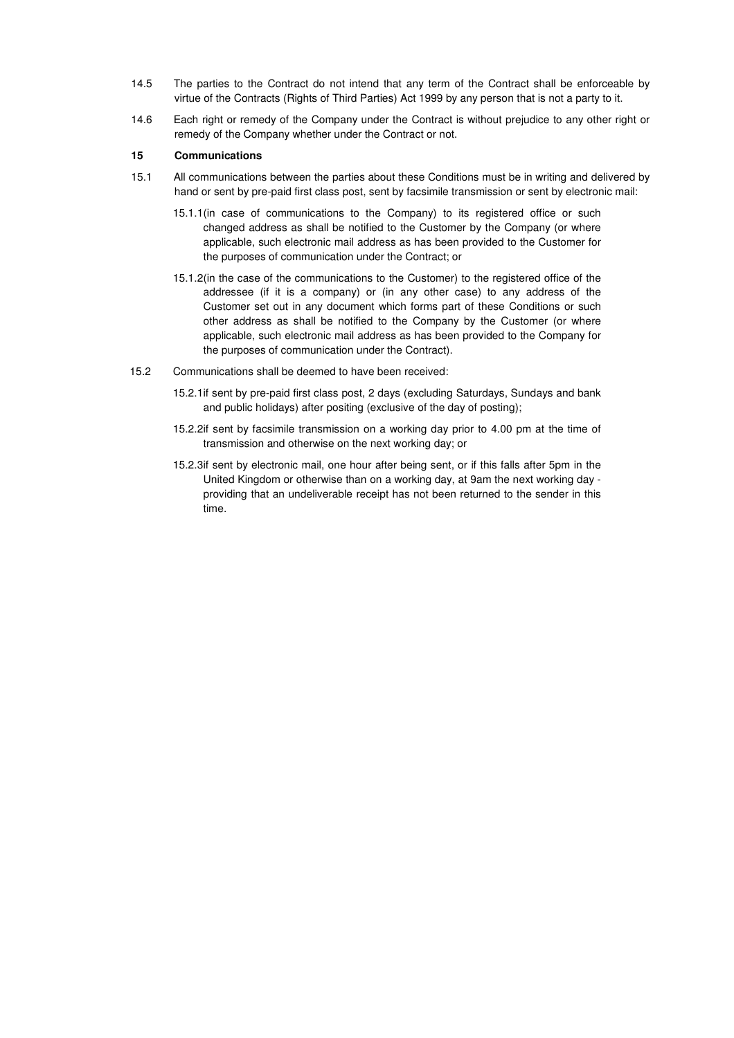14.5 The parties to the Contract do not intend that any term of the Contract shall be enforceable by virtue of the Contracts (Rights of Third Parties) Act 1999 by any person that is not a party to it.

14.6 Each right or remedy of the Company under the Contract is without prejudice to any other right or remedy of the Company whether under the Contract or not.

**15 Communications**

15.1 All communications between the parties about these Conditions must be in writing and delivered by hand or sent by pre-paid first class post, sent by facsimile transmission or sent by electronic mail:

15.1.1(in case of communications to the Company) to its registered office or such changed address as shall be notified to the Customer by the Company (or where applicable, such electronic mail address as has been provided to the Customer for the purposes of communication under the Contract; or

15.1.2(in the case of the communications to the Customer) to the registered office of the addressee (if it is a company) or (in any other case) to any address of the Customer set out in any document which forms part of these Conditions or such other address as shall be notified to the Company by the Customer (or where applicable, such electronic mail address as has been provided to the Company for the purposes of communication under the Contract).

15.2 Communications shall be deemed to have been received:

15.2.1if sent by pre-paid first class post, 2 days (excluding Saturdays, Sundays and bank and public holidays) after positing (exclusive of the day of posting);

15.2.2if sent by facsimile transmission on a working day prior to 4.00 pm at the time of transmission and otherwise on the next working day; or

15.2.3if sent by electronic mail, one hour after being sent, or if this falls after 5pm in the United Kingdom or otherwise than on a working day, at 9am the next working day - providing that an undeliverable receipt has not been returned to the sender in this time.